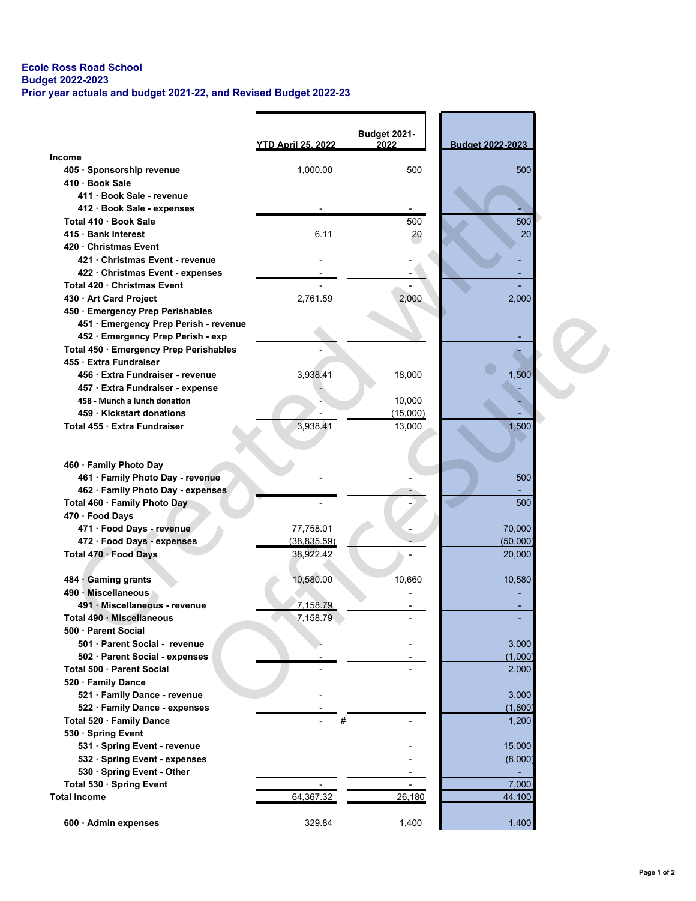**Ecole Ross Road School**
**Budget 2022-2023**
**Prior year actuals and budget 2021-22, and Revised Budget 2022-23**

| | YTD April 25, 2022 | Budget 2021-2022 | Budget 2022-2023 |
|---|---|---|---|
| **Income** | | | |
| **405 · Sponsorship revenue** | 1,000.00 | 500 | 500 |
| **410 · Book Sale** | | | |
| **411 · Book Sale - revenue** | | | |
| **412 · Book Sale - expenses** | - | - | - |
| **Total 410 · Book Sale** | | 500 | 500 |
| **415 · Bank Interest** | 6.11 | 20 | 20 |
| **420 · Christmas Event** | | | |
| **421 · Christmas Event - revenue** | - | - | - |
| **422 · Christmas Event - expenses** | - | - | - |
| **Total 420 · Christmas Event** | - | - | - |
| **430 · Art Card Project** | 2,761.59 | 2,000 | 2,000 |
| **450 · Emergency Prep Perishables** | | | |
| **451 · Emergency Prep Perish - revenue** | | | |
| **452 · Emergency Prep Perish - exp** | | | - |
| **Total 450 · Emergency Prep Perishables** | - | | - |
| **455 · Extra Fundraiser** | | | |
| **456 · Extra Fundraiser - revenue** | 3,938.41 | 18,000 | 1,500 |
| **457 · Extra Fundraiser - expense** | - | | - |
| **458 - Munch a lunch donation** | - | 10,000 | - |
| **459 · Kickstart donations** | - | (15,000) | - |
| **Total 455 · Extra Fundraiser** | 3,938.41 | 13,000 | 1,500 |
| **460 · Family Photo Day** | | | |
| **461 · Family Photo Day - revenue** | - | - | 500 |
| **462 · Family Photo Day - expenses** | - | - | - |
| **Total 460 · Family Photo Day** | - | - | 500 |
| **470 · Food Days** | | | |
| **471 · Food Days - revenue** | 77,758.01 | - | 70,000 |
| **472 · Food Days - expenses** | (38,835.59) | - | (50,000) |
| **Total 470 · Food Days** | 38,922.42 | - | 20,000 |
| **484 · Gaming grants** | 10,580.00 | 10,660 | 10,580 |
| **490 · Miscellaneous** | | - | - |
| **491 · Miscellaneous - revenue** | 7,158.79 | - | - |
| **Total 490 · Miscellaneous** | 7,158.79 | - | - |
| **500 · Parent Social** | | | |
| **501 · Parent Social - revenue** | - | - | 3,000 |
| **502 · Parent Social - expenses** | - | - | (1,000) |
| **Total 500 · Parent Social** | - | - | 2,000 |
| **520 · Family Dance** | | | |
| **521 · Family Dance - revenue** | - | | 3,000 |
| **522 · Family Dance - expenses** | - | | (1,800) |
| **Total 520 · Family Dance** | - # | - | 1,200 |
| **530 · Spring Event** | | | |
| **531 · Spring Event - revenue** | | - | 15,000 |
| **532 · Spring Event - expenses** | | - | (8,000) |
| **530 · Spring Event - Other** | | - | - |
| **Total 530 · Spring Event** | - | - | 7,000 |
| **Total Income** | 64,367.32 | 26,180 | 44,100 |
| **600 · Admin expenses** | 329.84 | 1,400 | 1,400 |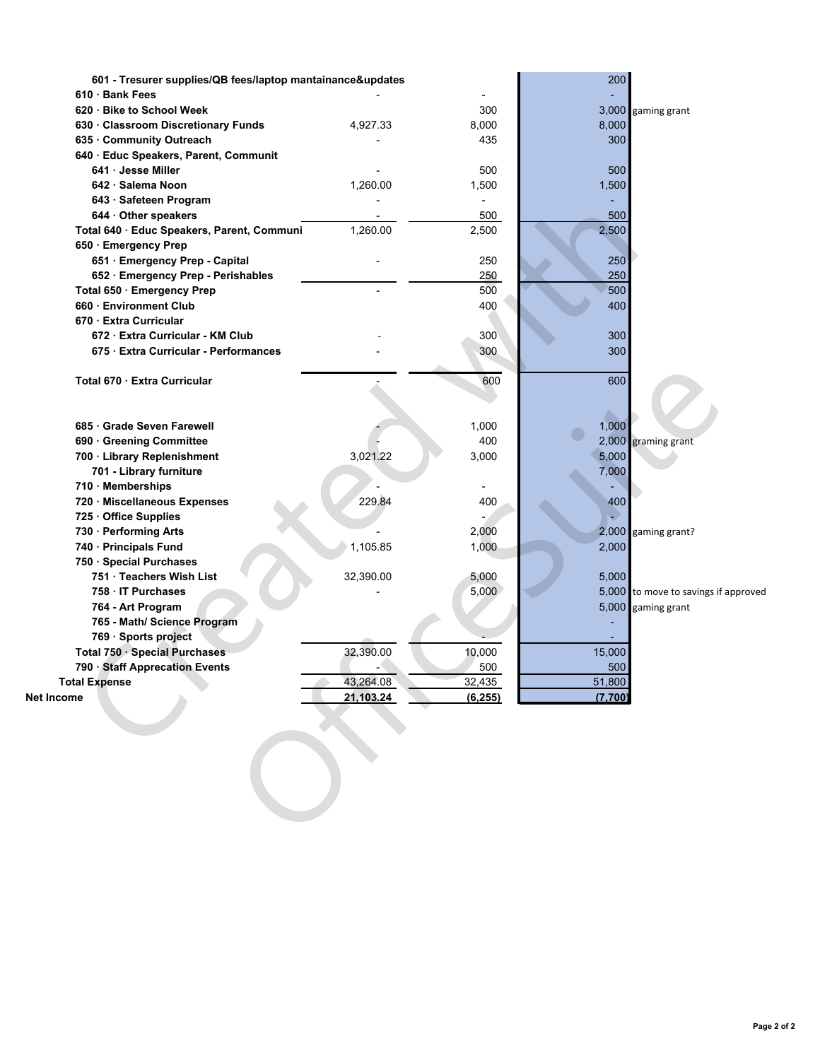| | | | | |
|---|---|---|---|---|
| 601 - Tresurer supplies/QB fees/laptop mantainance&updates | | | 200 | |
| 610 · Bank Fees | - | - | - | |
| 620 · Bike to School Week | | 300 | 3,000 | gaming grant |
| 630 · Classroom Discretionary Funds | 4,927.33 | 8,000 | 8,000 | |
| 635 · Community Outreach | - | 435 | 300 | |
| 640 · Educ Speakers, Parent, Communit | | | | |
| 641 · Jesse Miller | - | 500 | 500 | |
| 642 · Salema Noon | 1,260.00 | 1,500 | 1,500 | |
| 643 · Safeteen Program | - | - | - | |
| 644 · Other speakers | - | 500 | 500 | |
| Total 640 · Educ Speakers, Parent, Communi | 1,260.00 | 2,500 | 2,500 | |
| 650 · Emergency Prep | | | | |
| 651 · Emergency Prep - Capital | - | 250 | 250 | |
| 652 · Emergency Prep - Perishables | | 250 | 250 | |
| Total 650 · Emergency Prep | - | 500 | 500 | |
| 660 · Environment Club | | 400 | 400 | |
| 670 · Extra Curricular | | | | |
| 672 · Extra Curricular - KM Club | - | 300 | 300 | |
| 675 · Extra Curricular - Performances | - | 300 | 300 | |
| Total 670 · Extra Curricular | - | 600 | 600 | |
| 685 · Grade Seven Farewell | - | 1,000 | 1,000 | |
| 690 · Greening Committee | - | 400 | 2,000 | graming grant |
| 700 · Library Replenishment | 3,021.22 | 3,000 | 5,000 | |
| 701 - Library furniture | | | 7,000 | |
| 710 · Memberships | - | - | - | |
| 720 · Miscellaneous Expenses | 229.84 | 400 | 400 | |
| 725 · Office Supplies | | - | - | |
| 730 · Performing Arts | - | 2,000 | 2,000 | gaming grant? |
| 740 · Principals Fund | 1,105.85 | 1,000 | 2,000 | |
| 750 · Special Purchases | | | | |
| 751 · Teachers Wish List | 32,390.00 | 5,000 | 5,000 | |
| 758 · IT Purchases | - | 5,000 | 5,000 | to move to savings if approved |
| 764 - Art Program | | | 5,000 | gaming grant |
| 765 - Math/ Science Program | | | - | |
| 769 · Sports project | | - | - | |
| Total 750 · Special Purchases | 32,390.00 | 10,000 | 15,000 | |
| 790 · Staff Apprecation Events | - | 500 | 500 | |
| Total Expense | 43,264.08 | 32,435 | 51,800 | |
| Net Income | 21,103.24 | (6,255) | (7,700) | |